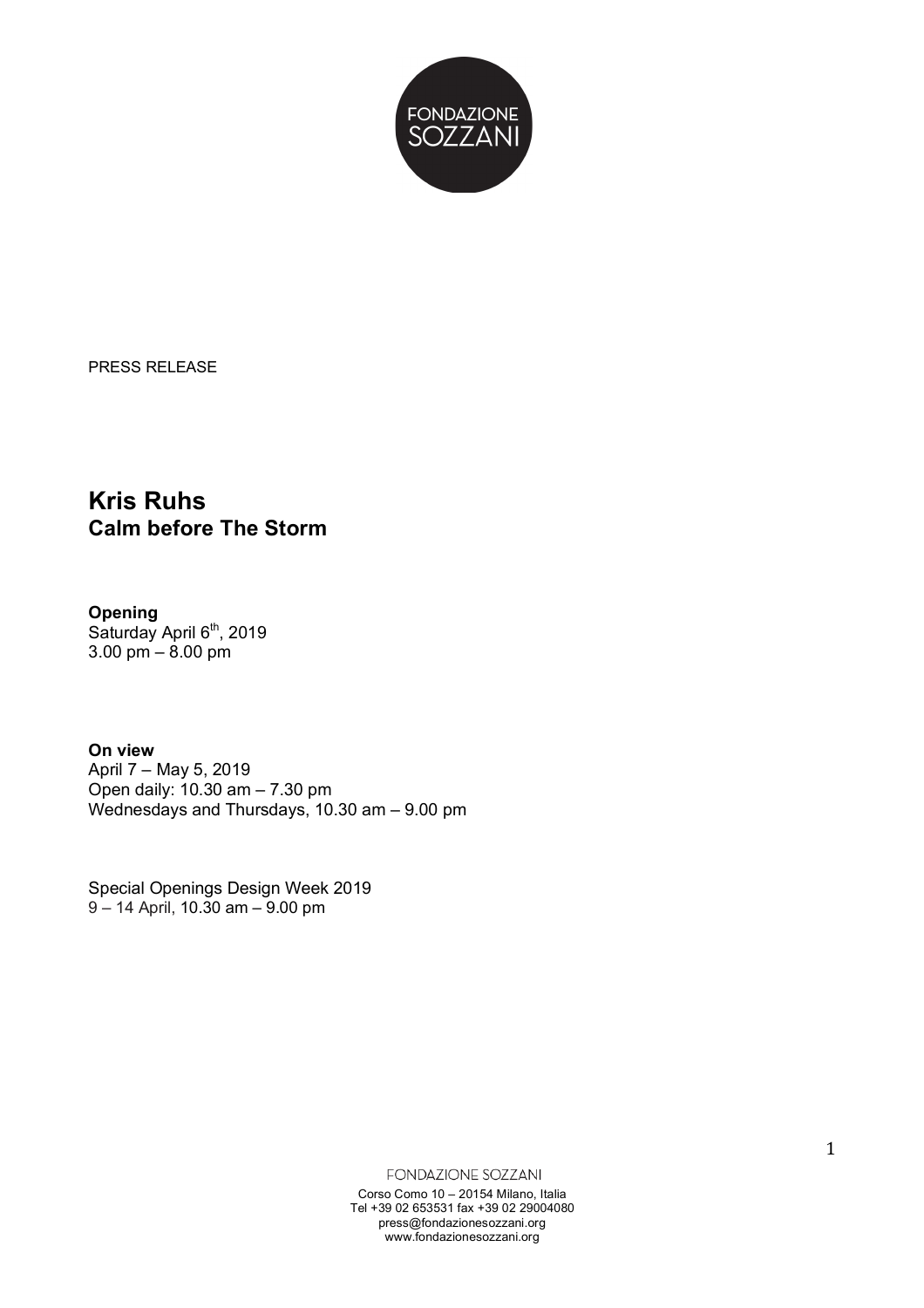PRESS RELEASE

# Kris Ruhs
## Calm before The Storm

**Opening**
Saturday April 6th, 2019
3.00 pm – 8.00 pm

**On view**
April 7 – May 5, 2019
Open daily: 10.30 am – 7.30 pm
Wednesdays and Thursdays, 10.30 am – 9.00 pm

Special Openings Design Week 2019
9 – 14 April, 10.30 am – 9.00 pm

FONDAZIONE SOZZANI
Corso Como 10 – 20154 Milano, Italia
Tel +39 02 653531 fax +39 02 29004080
press@fondazionesozzani.org
www.fondazionesozzani.org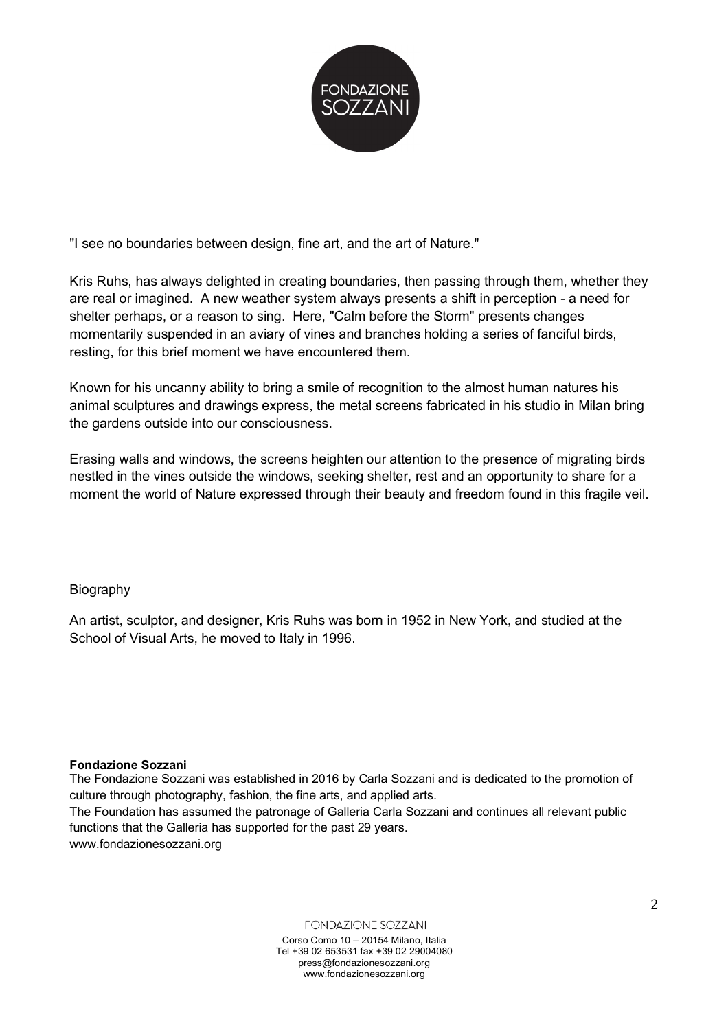"I see no boundaries between design, fine art, and the art of Nature."

Kris Ruhs, has always delighted in creating boundaries, then passing through them, whether they are real or imagined. A new weather system always presents a shift in perception - a need for shelter perhaps, or a reason to sing. Here, "Calm before the Storm" presents changes momentarily suspended in an aviary of vines and branches holding a series of fanciful birds, resting, for this brief moment we have encountered them.

Known for his uncanny ability to bring a smile of recognition to the almost human natures his animal sculptures and drawings express, the metal screens fabricated in his studio in Milan bring the gardens outside into our consciousness.

Erasing walls and windows, the screens heighten our attention to the presence of migrating birds nestled in the vines outside the windows, seeking shelter, rest and an opportunity to share for a moment the world of Nature expressed through their beauty and freedom found in this fragile veil.

Biography

An artist, sculptor, and designer, Kris Ruhs was born in 1952 in New York, and studied at the School of Visual Arts, he moved to Italy in 1996.

**Fondazione Sozzani**
The Fondazione Sozzani was established in 2016 by Carla Sozzani and is dedicated to the promotion of culture through photography, fashion, the fine arts, and applied arts.
The Foundation has assumed the patronage of Galleria Carla Sozzani and continues all relevant public functions that the Galleria has supported for the past 29 years.
www.fondazionesozzani.org

FONDAZIONE SOZZANI
Corso Como 10 – 20154 Milano, Italia
Tel +39 02 653531 fax +39 02 29004080
press@fondazionesozzani.org
www.fondazionesozzani.org